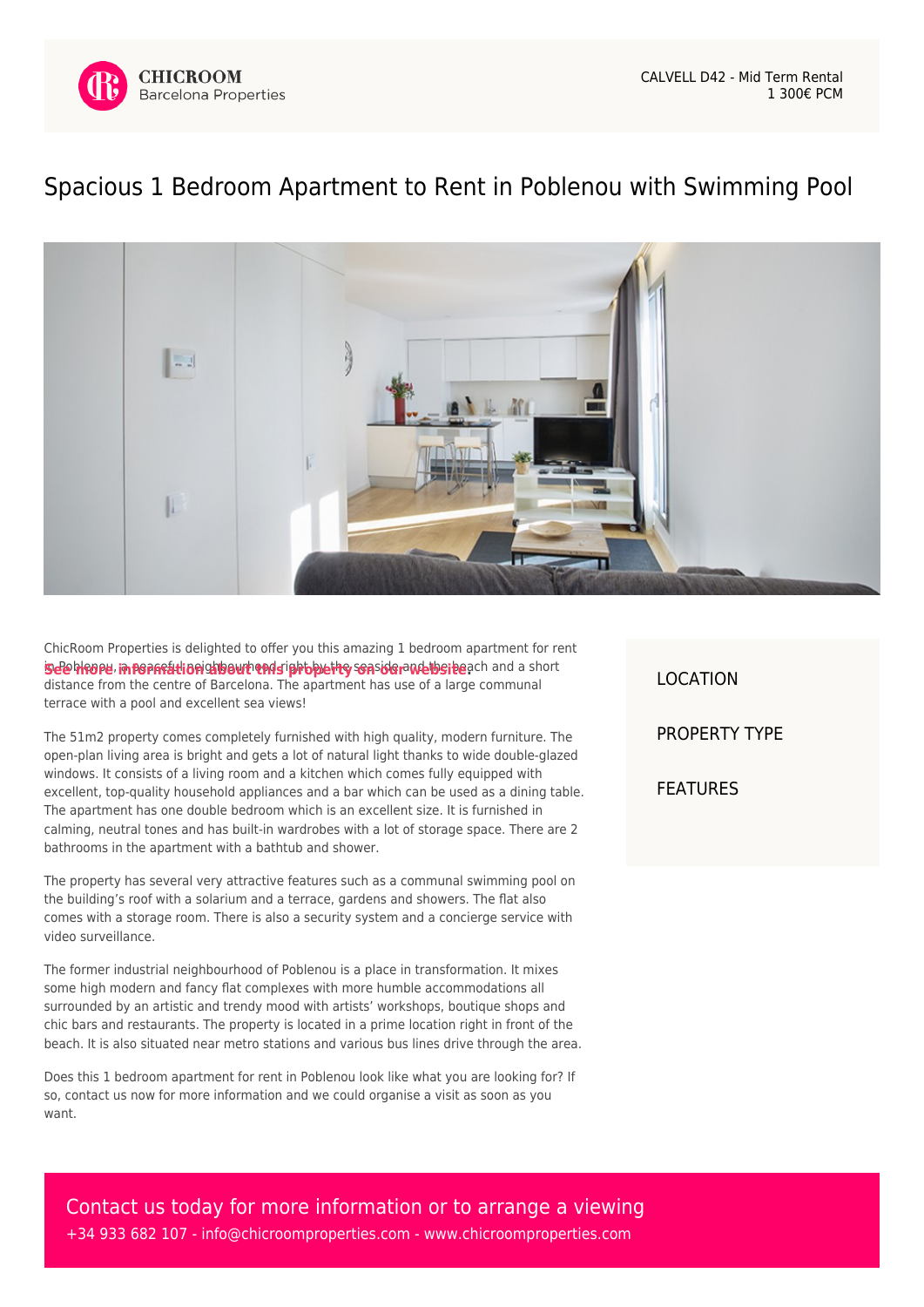CHICROOM
Barcelona Properties

CALVELL D42 - Mid Term Rental
1 300€ PCM

# Spacious 1 Bedroom Apartment to Rent in Poblenou with Swimming Pool

ChicRoom Properties is delighted to offer you this amazing 1 bedroom apartment for rent in Poblenou, a peaceful neighbourhood right by the seaside and the beach and a short distance from the centre of Barcelona. The apartment has use of a large communal terrace with a pool and excellent sea views!

**See more information about this property on our website.**

The 51m2 property comes completely furnished with high quality, modern furniture. The open-plan living area is bright and gets a lot of natural light thanks to wide double-glazed windows. It consists of a living room and a kitchen which comes fully equipped with excellent, top-quality household appliances and a bar which can be used as a dining table. The apartment has one double bedroom which is an excellent size. It is furnished in calming, neutral tones and has built-in wardrobes with a lot of storage space. There are 2 bathrooms in the apartment with a bathtub and shower.

The property has several very attractive features such as a communal swimming pool on the building's roof with a solarium and a terrace, gardens and showers. The flat also comes with a storage room. There is also a security system and a concierge service with video surveillance.

The former industrial neighbourhood of Poblenou is a place in transformation. It mixes some high modern and fancy flat complexes with more humble accommodations all surrounded by an artistic and trendy mood with artists' workshops, boutique shops and chic bars and restaurants. The property is located in a prime location right in front of the beach. It is also situated near metro stations and various bus lines drive through the area.

Does this 1 bedroom apartment for rent in Poblenou look like what you are looking for? If so, contact us now for more information and we could organise a visit as soon as you want.

LOCATION

PROPERTY TYPE

FEATURES

Contact us today for more information or to arrange a viewing
+34 933 682 107 - info@chicroomproperties.com - www.chicroomproperties.com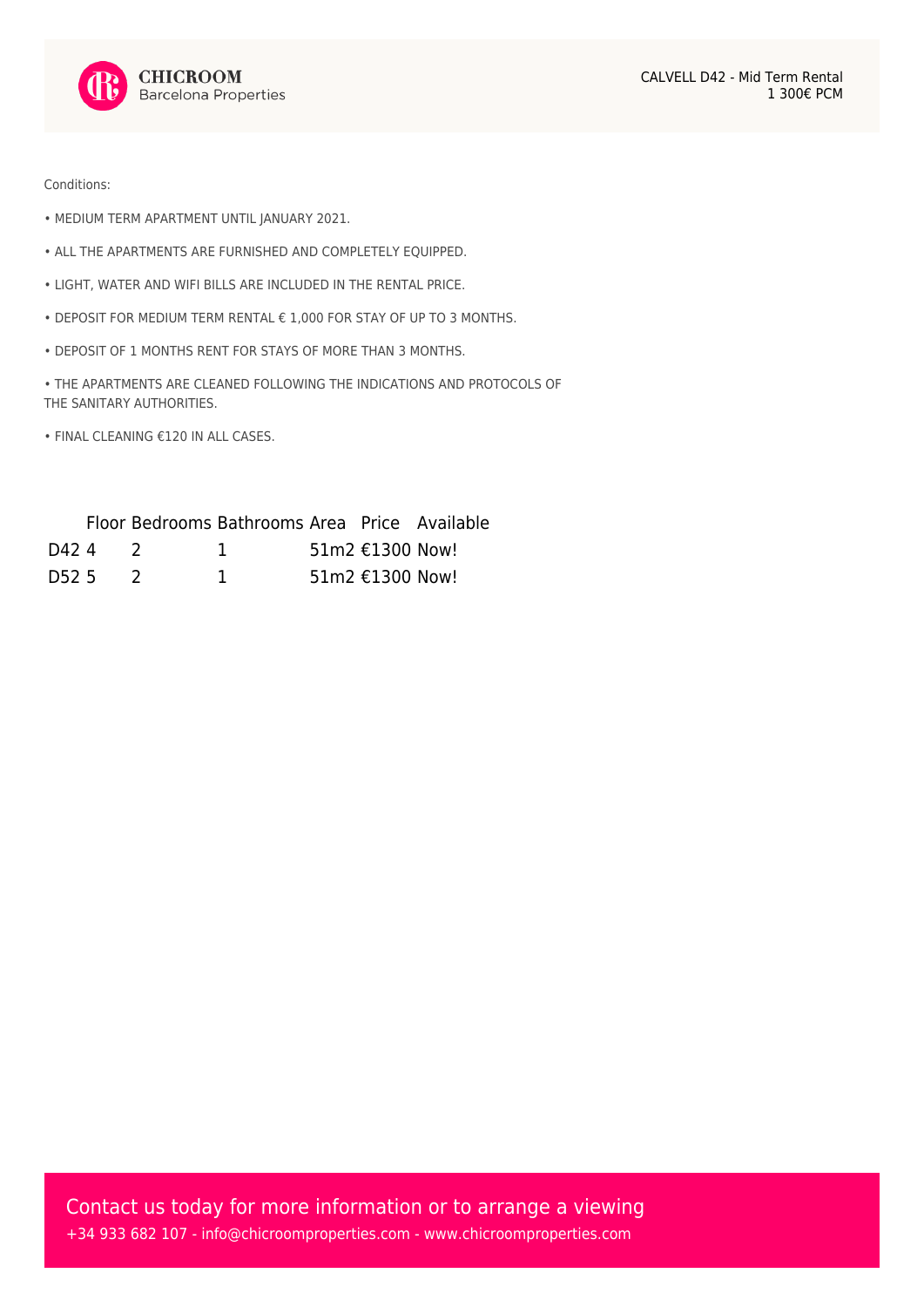Conditions:

- MEDIUM TERM APARTMENT UNTIL JANUARY 2021.
- ALL THE APARTMENTS ARE FURNISHED AND COMPLETELY EQUIPPED.
- LIGHT, WATER AND WIFI BILLS ARE INCLUDED IN THE RENTAL PRICE.
- DEPOSIT FOR MEDIUM TERM RENTAL € 1,000 FOR STAY OF UP TO 3 MONTHS.
- DEPOSIT OF 1 MONTHS RENT FOR STAYS OF MORE THAN 3 MONTHS.
- THE APARTMENTS ARE CLEANED FOLLOWING THE INDICATIONS AND PROTOCOLS OF THE SANITARY AUTHORITIES.
- FINAL CLEANING €120 IN ALL CASES.

| | Floor | Bedrooms | Bathrooms | Area | Price | Available |
|---|---|---|---|---|---|---|
| D42 | 4 | 2 | 1 | 51m2 | €1300 | Now! |
| D52 | 5 | 2 | 1 | 51m2 | €1300 | Now! |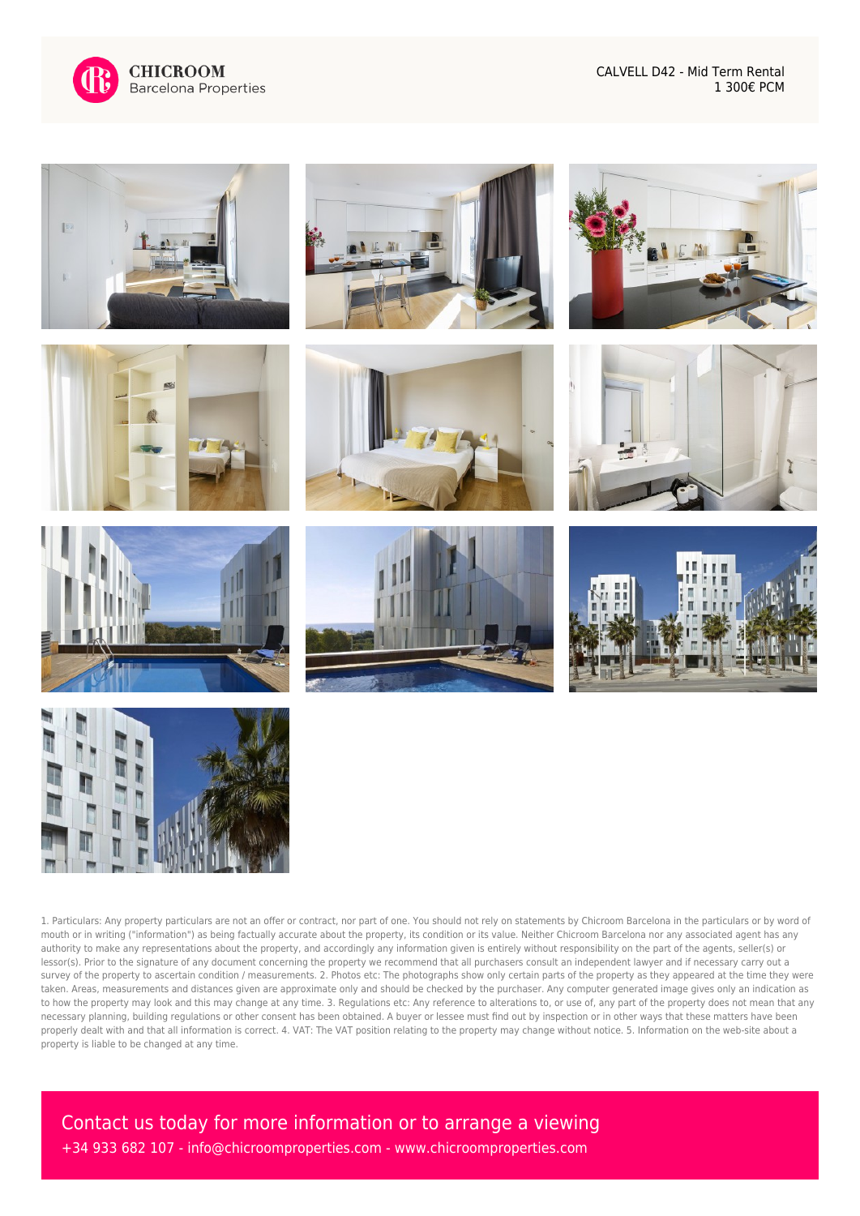CHICROOM
Barcelona Properties

CALVELL D42 - Mid Term Rental
1 300€ PCM

1. Particulars: Any property particulars are not an offer or contract, nor part of one. You should not rely on statements by Chicroom Barcelona in the particulars or by word of mouth or in writing ("information") as being factually accurate about the property, its condition or its value. Neither Chicroom Barcelona nor any associated agent has any authority to make any representations about the property, and accordingly any information given is entirely without responsibility on the part of the agents, seller(s) or lessor(s). Prior to the signature of any document concerning the property we recommend that all purchasers consult an independent lawyer and if necessary carry out a survey of the property to ascertain condition / measurements. 2. Photos etc: The photographs show only certain parts of the property as they appeared at the time they were taken. Areas, measurements and distances given are approximate only and should be checked by the purchaser. Any computer generated image gives only an indication as to how the property may look and this may change at any time. 3. Regulations etc: Any reference to alterations to, or use of, any part of the property does not mean that any necessary planning, building regulations or other consent has been obtained. A buyer or lessee must find out by inspection or in other ways that these matters have been properly dealt with and that all information is correct. 4. VAT: The VAT position relating to the property may change without notice. 5. Information on the web-site about a property is liable to be changed at any time.

Contact us today for more information or to arrange a viewing
+34 933 682 107 - info@chicroomproperties.com - www.chicroomproperties.com